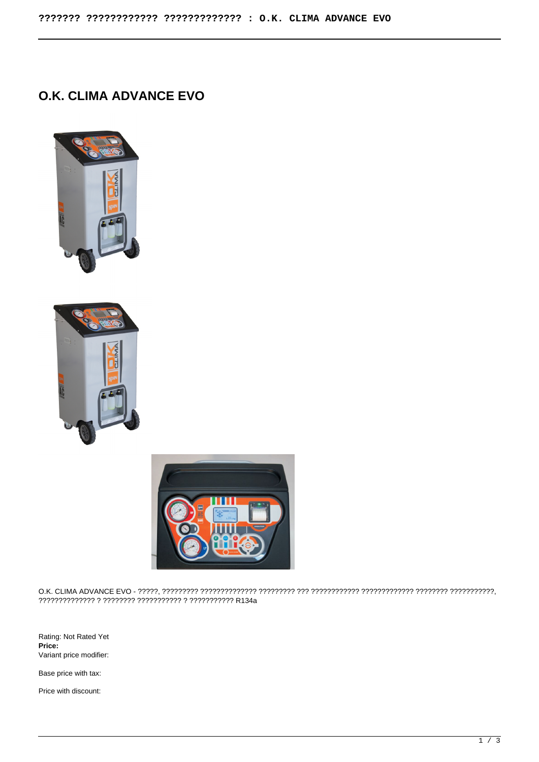# O.K. CLIMA ADVANCE EVO

O.K. CLIMA ADVANCE EVO - ?????, ????????? ?????????????? ????????? ??? ???????????? ????????????? ???????? ???????????, ?????????????? ? ???????? ??????????? ? ??????????? R134a

Rating: Not Rated Yet
**Price:**
Variant price modifier:

Base price with tax:

Price with discount: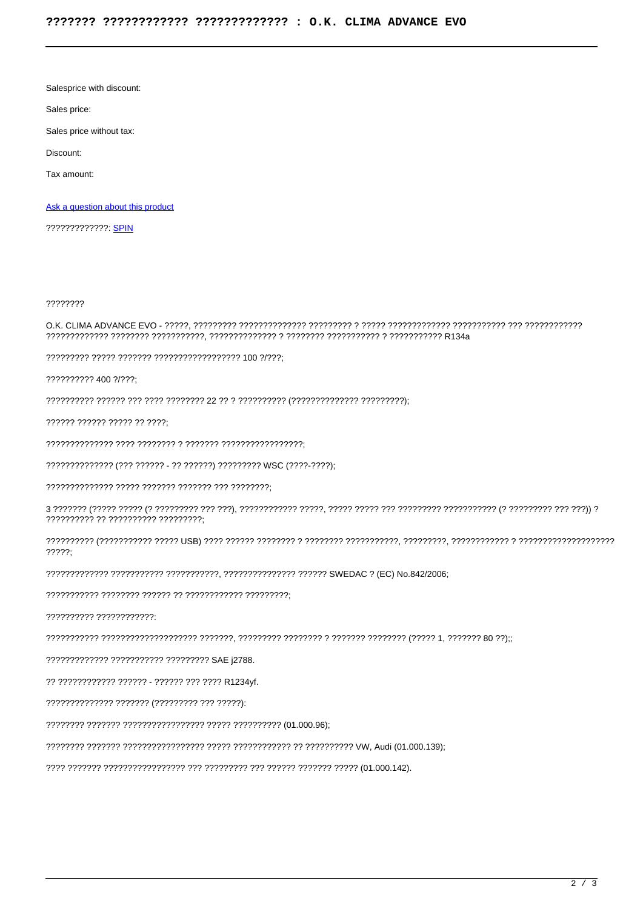Salesprice with discount:

Sales price:

Sales price without tax:

Discount:

Tax amount:

[Ask a question about this product]

?????????????: [SPIN]

????????

O.K. CLIMA ADVANCE EVO - ?????, ????????? ?????????????? ????????? ? ????? ????????????? ??????????? ??? ???????????? ????????????? ???????? ???????????, ?????????????? ? ???????? ??????????? ? ??????????? R134a

????????? ????? ??????? ?????????????????? 100 ?/???;

?????????? 400 ?/???;

?????????? ?????? ??? ???? ???????? 22 ?? ? ?????????? (?????????????? ?????????);

?????? ?????? ????? ?? ????;

?????????????? ???? ???????? ? ??????? ?????????????????;

?????????????? (??? ?????? - ?? ??????) ????????? WSC (????-????);

?????????????? ????? ??????? ??????? ??? ????????;

3 ??????? (????? ????? (? ????????? ??? ???), ???????????? ?????, ????? ????? ??? ????????? ??????????? (? ????????? ??? ???)) ? ?????????? ?? ?????????? ?????????;

?????????? (??????????? ????? USB) ???? ?????? ???????? ? ???????? ???????????, ?????????, ???????????? ? ???????????????????? ?????;

????????????? ??????????? ???????????, ??????????????? ?????? SWEDAC ? (EC) No.842/2006;

??????????? ???????? ?????? ?? ???????????? ?????????;

?????????? ????????????:

??????????? ??????????????????? ???????, ????????? ???????? ? ??????? ???????? (????? 1, ??????? 80 ??);;

????????????? ??????????? ????????? SAE j2788.

?? ???????????? ?????? - ?????? ??? ???? R1234yf.

?????????????? ??????? (????????? ??? ?????):

???????? ??????? ????????????????? ????? ?????????? (01.000.96);

???????? ??????? ????????????????? ????? ???????????? ?? ?????????? VW, Audi (01.000.139);

???? ??????? ????????????????? ??? ????????? ??? ?????? ??????? ????? (01.000.142).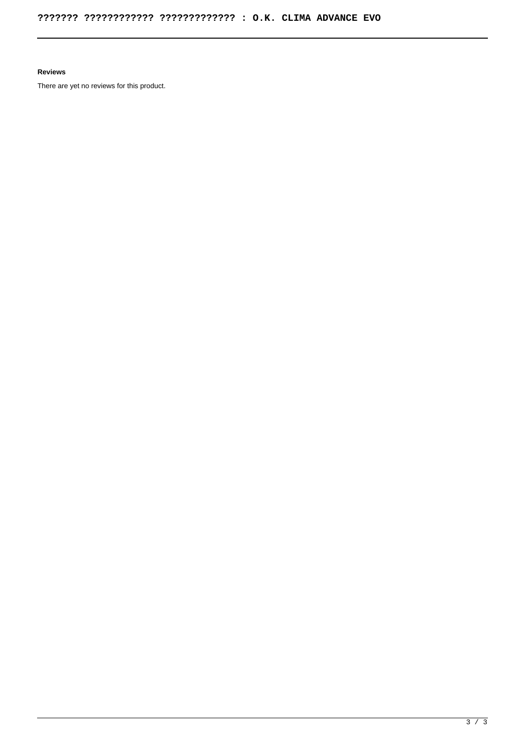**Reviews**

There are yet no reviews for this product.